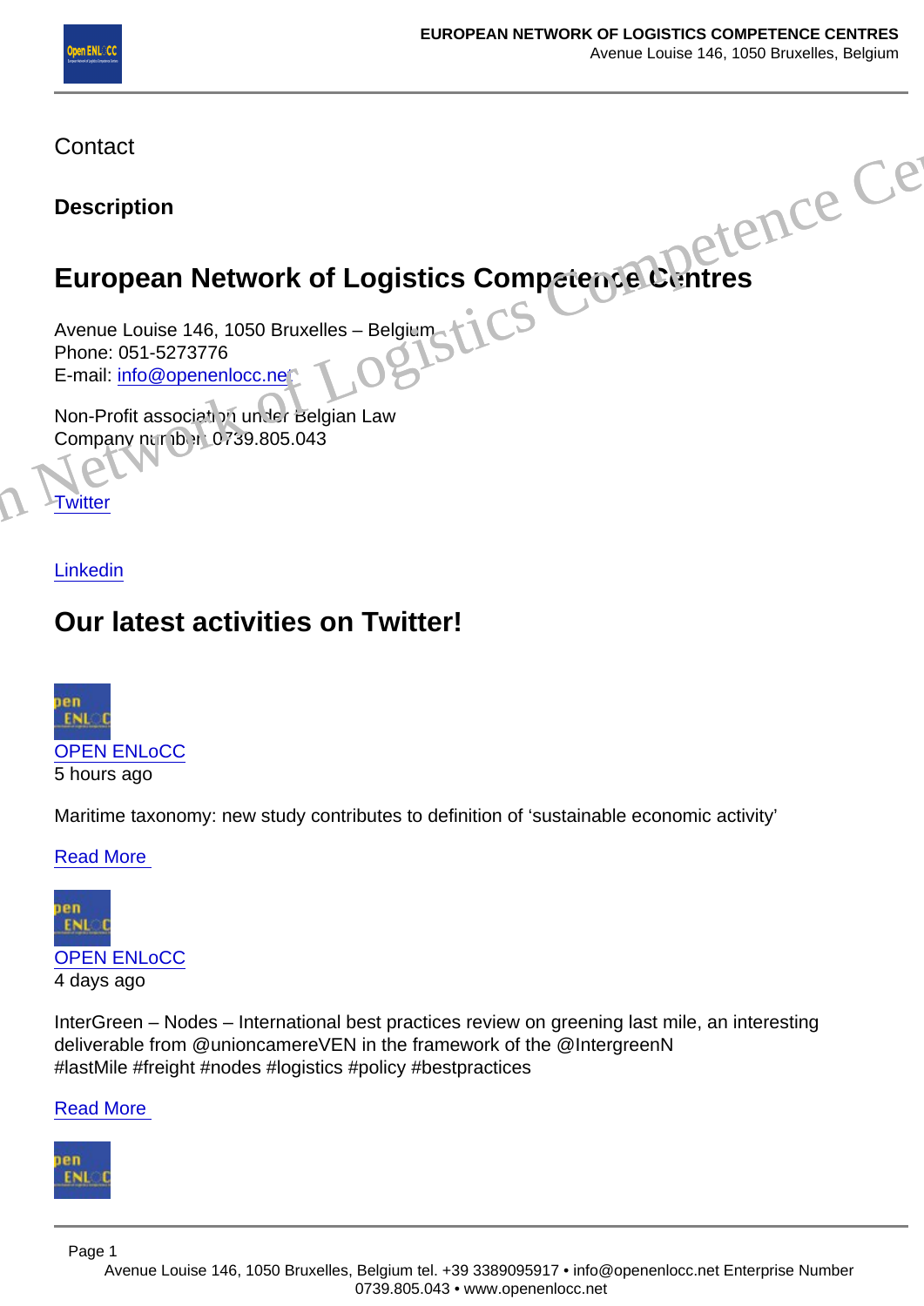Contact

**Description**

## European Network of Logistics Competence Centres

Avenue Louise 146, 1050 Bruxelles – Belgium
Phone: 051-5273776
E-mail: info@openenlocc.net

Non-Profit association under Belgian Law
Company number 0739.805.043

Twitter

Linkedin

## Our latest activities on Twitter!

OPEN ENLoCC
5 hours ago

Maritime taxonomy: new study contributes to definition of 'sustainable economic activity'

Read More

OPEN ENLoCC
4 days ago

InterGreen – Nodes – International best practices review on greening last mile, an interesting deliverable from @unioncamereVEN in the framework of the @IntergreenN
#lastMile #freight #nodes #logistics #policy #bestpractices

Read More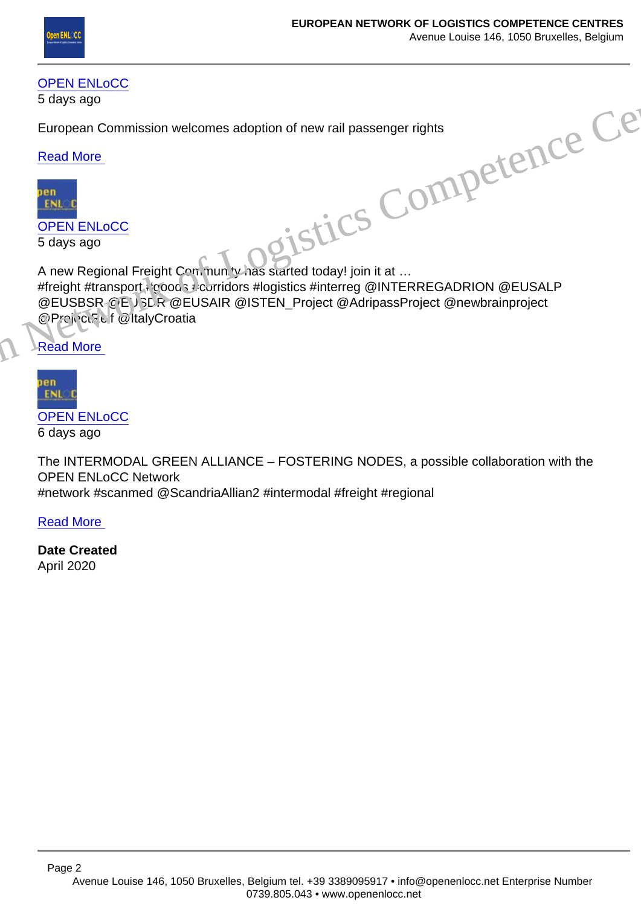OPEN ENLoCC
5 days ago

European Commission welcomes adoption of new rail passenger rights

Read More

OPEN ENLoCC
5 days ago

A new Regional Freight Community has started today! join it at …
#freight #transport #goods #corridors #logistics #interreg @INTERREGADRION @EUSALP @EUSBSR @EUSDR @EUSAIR @ISTEN_Project @AdripassProject @newbrainproject @ProjectFeef @ItalyCroatia

Read More

OPEN ENLoCC
6 days ago

The INTERMODAL GREEN ALLIANCE – FOSTERING NODES, a possible collaboration with the OPEN ENLoCC Network
#network #scanmed @ScandriaAllian2 #intermodal #freight #regional

Read More

**Date Created**
April 2020